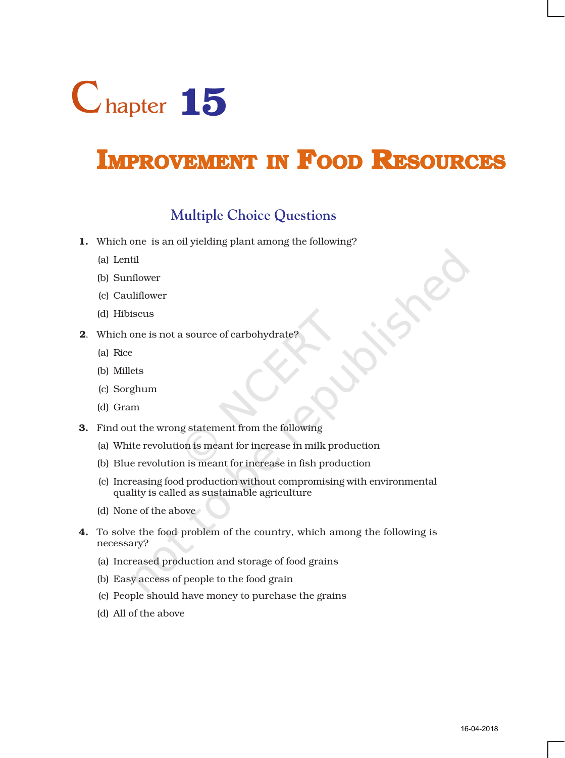# Chapter 15

# IMPROVEMENT IN FOOD RESOURCES

## Multiple Choice Questions

**1.** Which one is an oil yielding plant among the following?

(a) Lentil

(b) Sunflower

(c) Cauliflower

(d) Hibiscus

**2.** Which one is not a source of carbohydrate?

(a) Rice

(b) Millets

(c) Sorghum

(d) Gram

**3.** Find out the wrong statement from the following

(a) White revolution is meant for increase in milk production

(b) Blue revolution is meant for increase in fish production

(c) Increasing food production without compromising with environmental quality is called as sustainable agriculture

(d) None of the above

**4.** To solve the food problem of the country, which among the following is necessary?

(a) Increased production and storage of food grains

(b) Easy access of people to the food grain

(c) People should have money to purchase the grains

(d) All of the above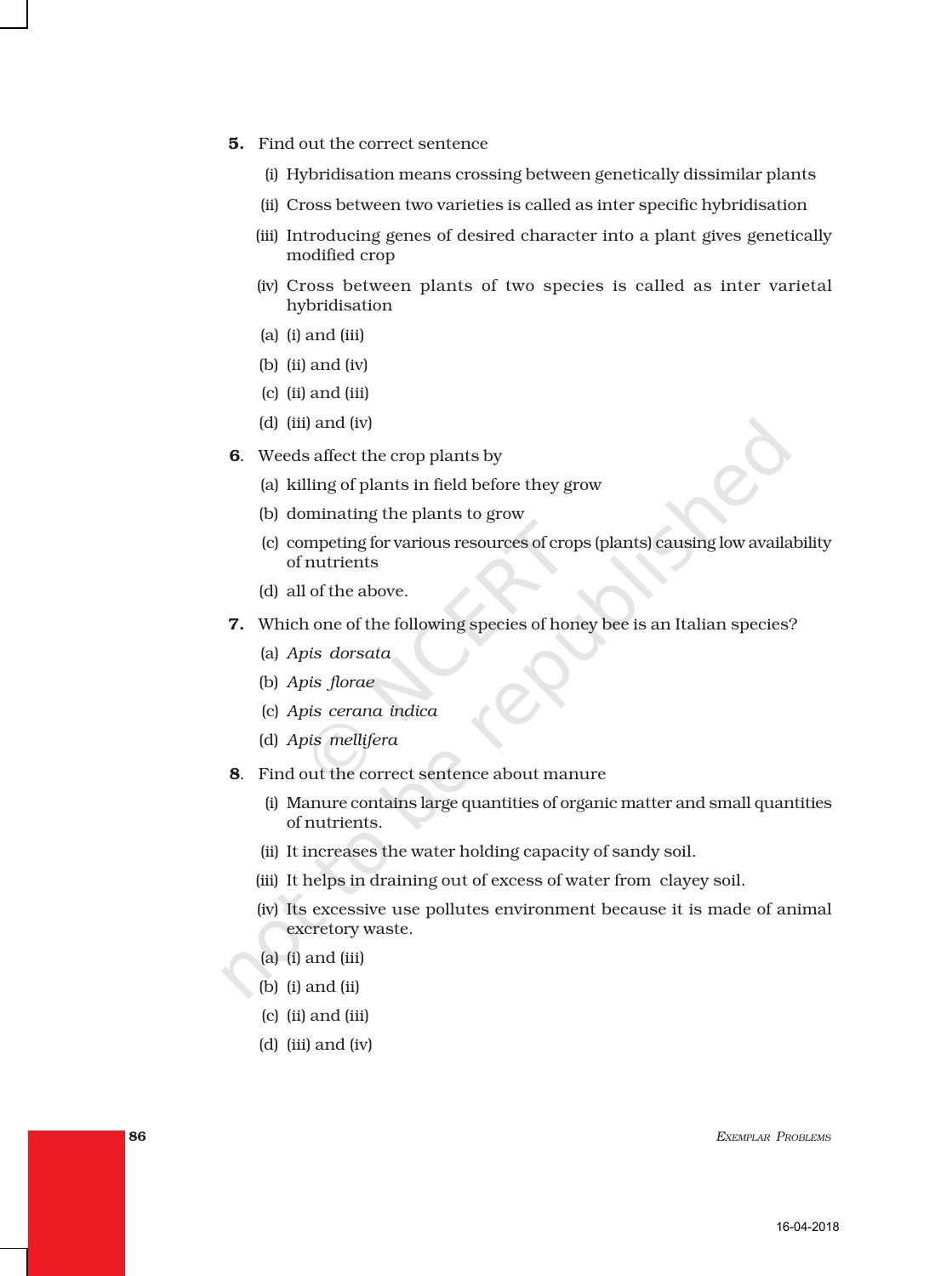**5.** Find out the correct sentence

(i) Hybridisation means crossing between genetically dissimilar plants

(ii) Cross between two varieties is called as inter specific hybridisation

(iii) Introducing genes of desired character into a plant gives genetically modified crop

(iv) Cross between plants of two species is called as inter varietal hybridisation

(a) (i) and (iii)

(b) (ii) and (iv)

(c) (ii) and (iii)

(d) (iii) and (iv)

**6.** Weeds affect the crop plants by

(a) killing of plants in field before they grow

(b) dominating the plants to grow

(c) competing for various resources of crops (plants) causing low availability of nutrients

(d) all of the above.

**7.** Which one of the following species of honey bee is an Italian species?

(a) *Apis dorsata*

(b) *Apis florae*

(c) *Apis cerana indica*

(d) *Apis mellifera*

**8.** Find out the correct sentence about manure

(i) Manure contains large quantities of organic matter and small quantities of nutrients.

(ii) It increases the water holding capacity of sandy soil.

(iii) It helps in draining out of excess of water from clayey soil.

(iv) Its excessive use pollutes environment because it is made of animal excretory waste.

(a) (i) and (iii)

(b) (i) and (ii)

(c) (ii) and (iii)

(d) (iii) and (iv)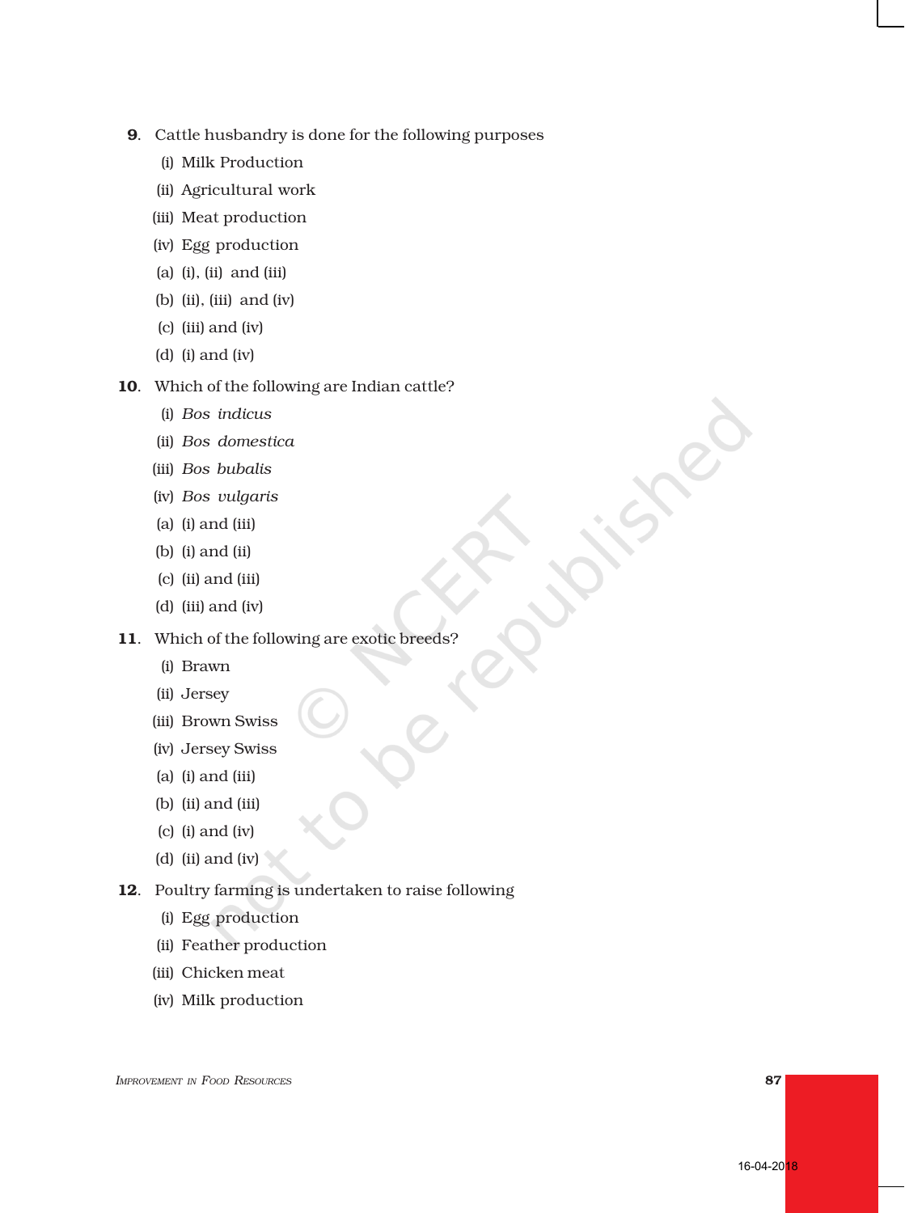**9**. Cattle husbandry is done for the following purposes

(i) Milk Production

(ii) Agricultural work

(iii) Meat production

(iv) Egg production

(a) (i), (ii) and (iii)

(b) (ii), (iii) and (iv)

(c) (iii) and (iv)

(d) (i) and (iv)

**10**. Which of the following are Indian cattle?

(i) *Bos indicus*

(ii) *Bos domestica*

(iii) *Bos bubalis*

(iv) *Bos vulgaris*

(a) (i) and (iii)

(b) (i) and (ii)

(c) (ii) and (iii)

(d) (iii) and (iv)

**11**. Which of the following are exotic breeds?

(i) Brawn

(ii) Jersey

(iii) Brown Swiss

(iv) Jersey Swiss

(a) (i) and (iii)

(b) (ii) and (iii)

(c) (i) and (iv)

(d) (ii) and (iv)

**12**. Poultry farming is undertaken to raise following

(i) Egg production

(ii) Feather production

(iii) Chicken meat

(iv) Milk production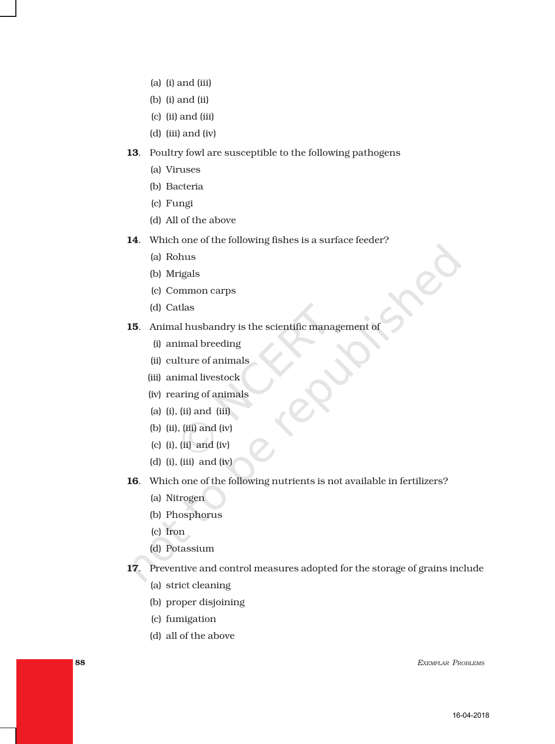(a) (i) and (iii)

(b) (i) and (ii)

(c) (ii) and (iii)

(d) (iii) and (iv)

**13**. Poultry fowl are susceptible to the following pathogens

(a) Viruses

(b) Bacteria

(c) Fungi

(d) All of the above

**14**. Which one of the following fishes is a surface feeder?

(a) Rohus

(b) Mrigals

(c) Common carps

(d) Catlas

**15**. Animal husbandry is the scientific management of

(i) animal breeding

(ii) culture of animals

(iii) animal livestock

(iv) rearing of animals

(a) (i), (ii) and (iii)

(b) (ii), (iii) and (iv)

(c) (i), (ii) and (iv)

(d) (i), (iii) and (iv)

**16**. Which one of the following nutrients is not available in fertilizers?

(a) Nitrogen

(b) Phosphorus

(c) Iron

(d) Potassium

**17**. Preventive and control measures adopted for the storage of grains include

(a) strict cleaning

(b) proper disjoining

(c) fumigation

(d) all of the above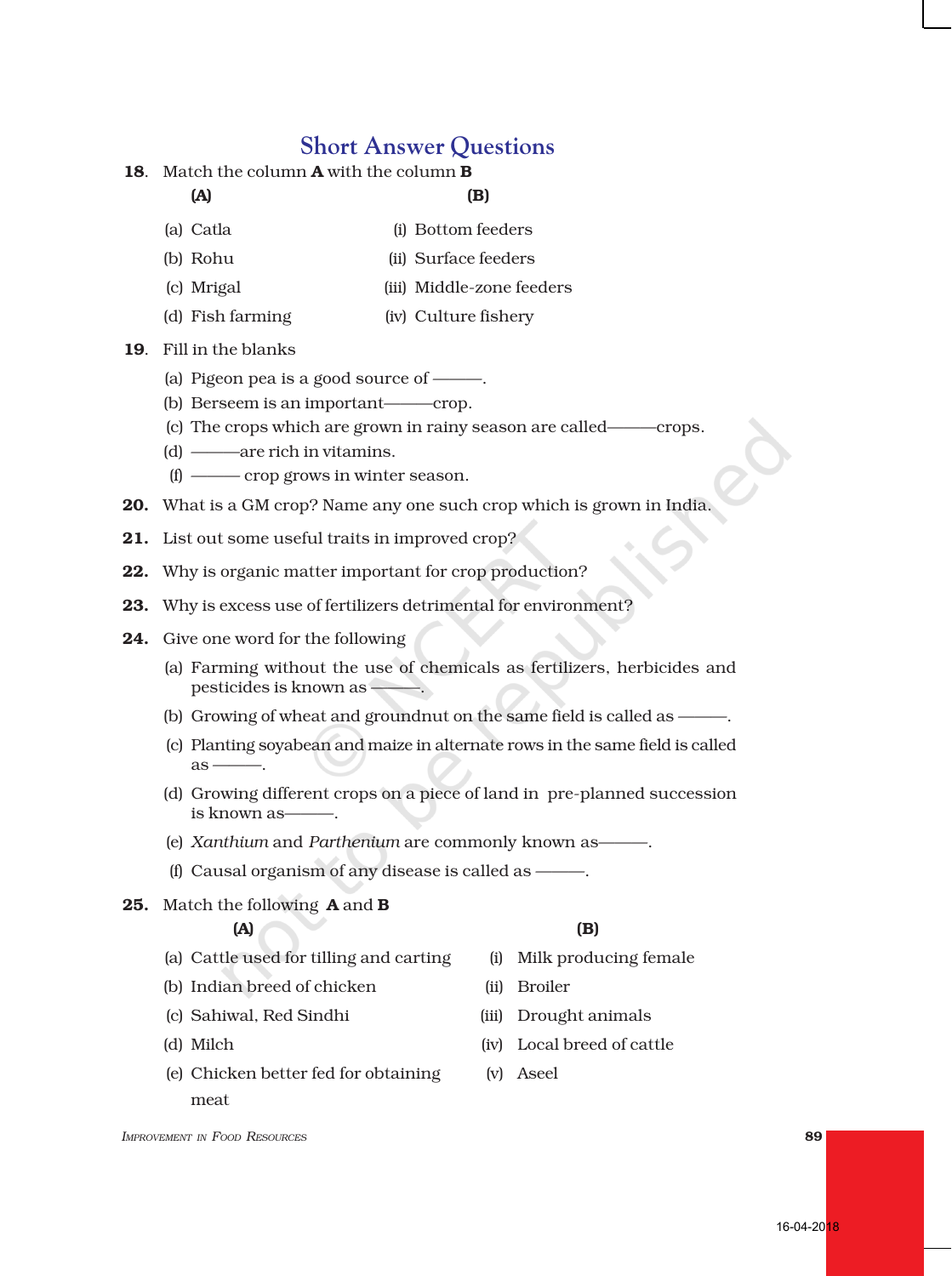## Short Answer Questions

**18**. Match the column **A** with the column **B**

| (A) | (B) |
|---|---|
| (a) Catla | (i) Bottom feeders |
| (b) Rohu | (ii) Surface feeders |
| (c) Mrigal | (iii) Middle-zone feeders |
| (d) Fish farming | (iv) Culture fishery |

**19**. Fill in the blanks

(a) Pigeon pea is a good source of ———.

(b) Berseem is an important———crop.

(c) The crops which are grown in rainy season are called———crops.

(d) ———are rich in vitamins.

(f) ——— crop grows in winter season.

**20.** What is a GM crop? Name any one such crop which is grown in India.

**21.** List out some useful traits in improved crop?

**22.** Why is organic matter important for crop production?

**23.** Why is excess use of fertilizers detrimental for environment?

**24.** Give one word for the following

(a) Farming without the use of chemicals as fertilizers, herbicides and pesticides is known as ———.

(b) Growing of wheat and groundnut on the same field is called as ———.

(c) Planting soyabean and maize in alternate rows in the same field is called as ———.

(d) Growing different crops on a piece of land in pre-planned succession is known as———.

(e) *Xanthium* and *Parthenium* are commonly known as———.

(f) Causal organism of any disease is called as ———.

**25.** Match the following **A** and **B**

| (A) | (B) |
|---|---|
| (a) Cattle used for tilling and carting | (i) Milk producing female |
| (b) Indian breed of chicken | (ii) Broiler |
| (c) Sahiwal, Red Sindhi | (iii) Drought animals |
| (d) Milch | (iv) Local breed of cattle |
| (e) Chicken better fed for obtaining meat | (v) Aseel |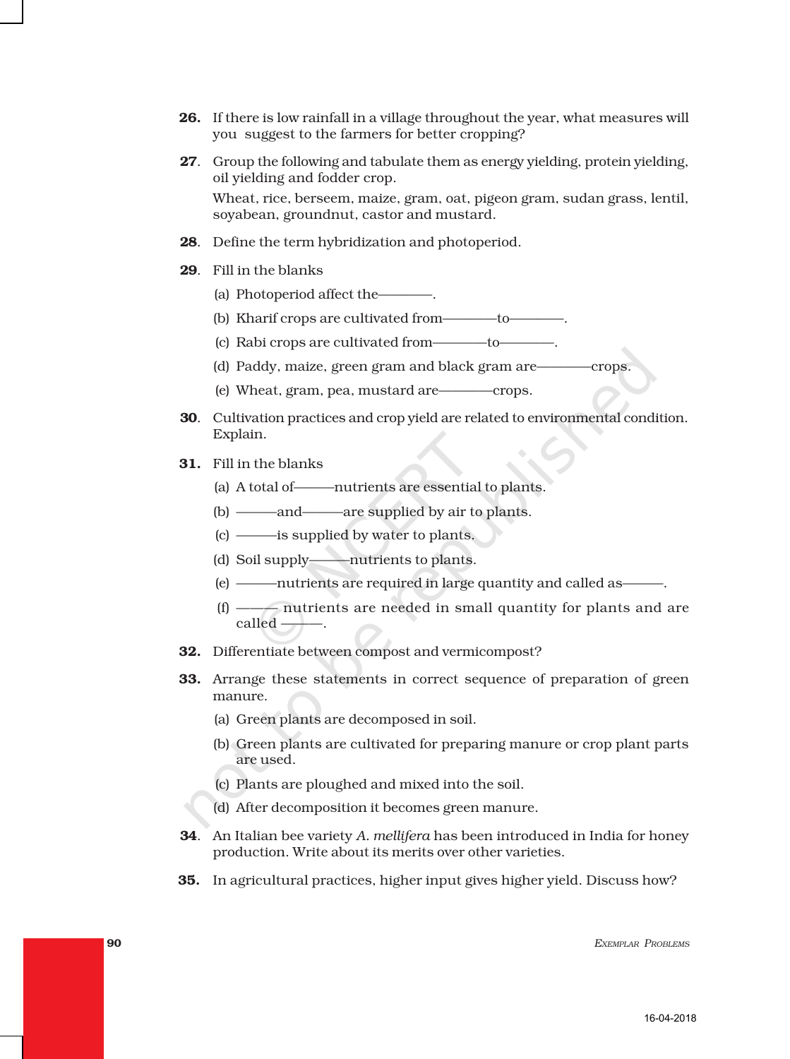**26.** If there is low rainfall in a village throughout the year, what measures will you suggest to the farmers for better cropping?

**27.** Group the following and tabulate them as energy yielding, protein yielding, oil yielding and fodder crop.

Wheat, rice, berseem, maize, gram, oat, pigeon gram, sudan grass, lentil, soyabean, groundnut, castor and mustard.

**28.** Define the term hybridization and photoperiod.

**29.** Fill in the blanks

(a) Photoperiod affect the————.

(b) Kharif crops are cultivated from————to————.

(c) Rabi crops are cultivated from————to————.

(d) Paddy, maize, green gram and black gram are————crops.

(e) Wheat, gram, pea, mustard are————crops.

**30.** Cultivation practices and crop yield are related to environmental condition. Explain.

**31.** Fill in the blanks

(a) A total of———nutrients are essential to plants.

(b) ———and———are supplied by air to plants.

(c) ———is supplied by water to plants.

(d) Soil supply———nutrients to plants.

(e) ———nutrients are required in large quantity and called as———.

(f) ——— nutrients are needed in small quantity for plants and are called ———.

**32.** Differentiate between compost and vermicompost?

**33.** Arrange these statements in correct sequence of preparation of green manure.

(a) Green plants are decomposed in soil.

(b) Green plants are cultivated for preparing manure or crop plant parts are used.

(c) Plants are ploughed and mixed into the soil.

(d) After decomposition it becomes green manure.

**34.** An Italian bee variety *A. mellifera* has been introduced in India for honey production. Write about its merits over other varieties.

**35.** In agricultural practices, higher input gives higher yield. Discuss how?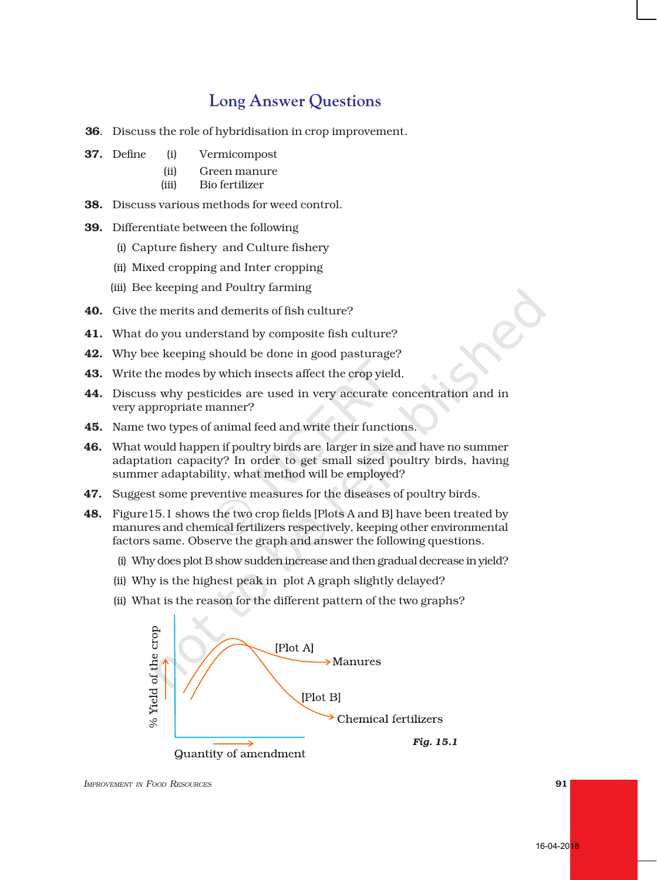## Long Answer Questions

**36**. Discuss the role of hybridisation in crop improvement.

**37.** Define
  (i) Vermicompost
  (ii) Green manure
  (iii) Bio fertilizer

**38.** Discuss various methods for weed control.

**39.** Differentiate between the following
  (i) Capture fishery and Culture fishery
  (ii) Mixed cropping and Inter cropping
  (iii) Bee keeping and Poultry farming

**40.** Give the merits and demerits of fish culture?

**41.** What do you understand by composite fish culture?

**42.** Why bee keeping should be done in good pasturage?

**43.** Write the modes by which insects affect the crop yield.

**44.** Discuss why pesticides are used in very accurate concentration and in very appropriate manner?

**45.** Name two types of animal feed and write their functions.

**46.** What would happen if poultry birds are larger in size and have no summer adaptation capacity? In order to get small sized poultry birds, having summer adaptability, what method will be employed?

**47.** Suggest some preventive measures for the diseases of poultry birds.

**48.** Figure15.1 shows the two crop fields [Plots A and B] have been treated by manures and chemical fertilizers respectively, keeping other environmental factors same. Observe the graph and answer the following questions.
  (i) Why does plot B show sudden increase and then gradual decrease in yield?
  (ii) Why is the highest peak in plot A graph slightly delayed?
  (ii) What is the reason for the different pattern of the two graphs?

% Yield of the crop | Quantity of amendment | [Plot A] Manures | [Plot B] Chemical fertilizers

*Fig. 15.1*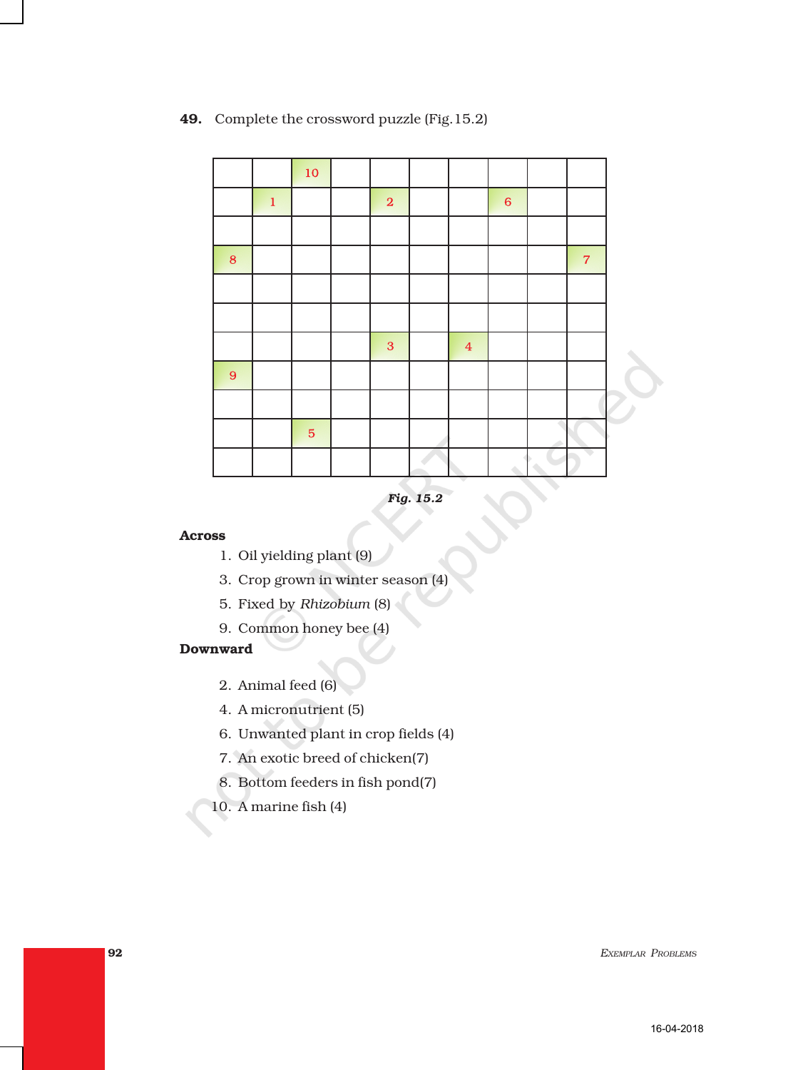**49.** Complete the crossword puzzle (Fig.15.2)

| | | | | | | | | | |
|---|---|---|---|---|---|---|---|---|---|
| | | 10 | | | | | | | |
| | 1 | | | 2 | | | 6 | | |
| | | | | | | | | | |
| 8 | | | | | | | | | 7 |
| | | | | | | | | | |
| | | | | | | | | | |
| | | | | 3 | | 4 | | | |
| 9 | | | | | | | | | |
| | | | | | | | | | |
| | | 5 | | | | | | | |
| | | | | | | | | | |

***Fig. 15.2***

**Across**

1. Oil yielding plant (9)
3. Crop grown in winter season (4)
5. Fixed by *Rhizobium* (8)
9. Common honey bee (4)

**Downward**

2. Animal feed (6)
4. A micronutrient (5)
6. Unwanted plant in crop fields (4)
7. An exotic breed of chicken(7)
8. Bottom feeders in fish pond(7)
10. A marine fish (4)